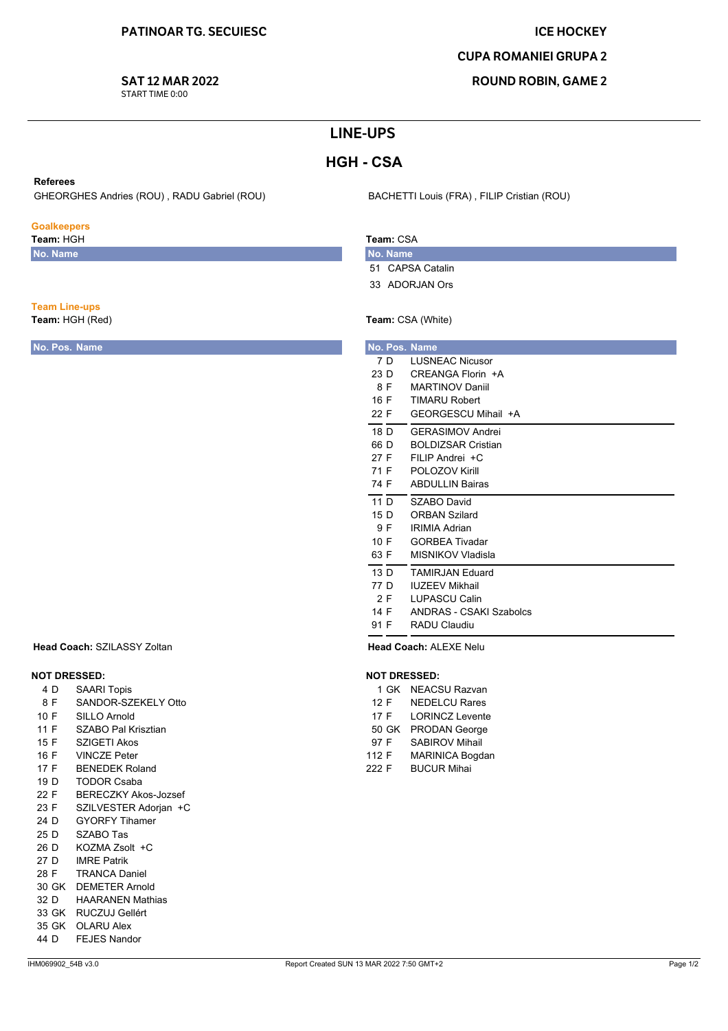**PATINOAR TG. SECUIESC**

**ICE HOCKEY**

**CUPA ROMANIEI GRUPA 2**

**ROUND ROBIN, GAME 2**

**SAT 12 MAR 2022**
START TIME 0:00

# LINE-UPS

## HGH - CSA

**Referees**

GHEORGHES Andries (ROU) , RADU Gabriel (ROU)

BACHETTI Louis (FRA) , FILIP Cristian (ROU)

### Goalkeepers

**Team:** HGH

| No. | Name |
|---|---|

**Team:** CSA

| No. | Name |
|---|---|
| 51 | CAPSA Catalin |
| 33 | ADORJAN Ors |

### Team Line-ups

**Team:** HGH (Red)

| No. | Pos. | Name |
|---|---|---|

**Head Coach:** SZILASSY Zoltan

**NOT DRESSED:**

| No. | Pos. | Name |
|---|---|---|
| 4 | D | SAARI Topis |
| 8 | F | SANDOR-SZEKELY Otto |
| 10 | F | SILLO Arnold |
| 11 | F | SZABO Pal Krisztian |
| 15 | F | SZIGETI Akos |
| 16 | F | VINCZE Peter |
| 17 | F | BENEDEK Roland |
| 19 | D | TODOR Csaba |
| 22 | F | BERECZKY Akos-Jozsef |
| 23 | F | SZILVESTER Adorjan +C |
| 24 | D | GYORFY Tihamer |
| 25 | D | SZABO Tas |
| 26 | D | KOZMA Zsolt +C |
| 27 | D | IMRE Patrik |
| 28 | F | TRANCA Daniel |
| 30 | GK | DEMETER Arnold |
| 32 | D | HAARANEN Mathias |
| 33 | GK | RUCZUJ Gellért |
| 35 | GK | OLARU Alex |
| 44 | D | FEJES Nandor |

**Team:** CSA (White)

| No. | Pos. | Name |
|---|---|---|
| 7 | D | LUSNEAC Nicusor |
| 23 | D | CREANGA Florin +A |
| 8 | F | MARTINOV Daniil |
| 16 | F | TIMARU Robert |
| 22 | F | GEORGESCU Mihail +A |
| 18 | D | GERASIMOV Andrei |
| 66 | D | BOLDIZSAR Cristian |
| 27 | F | FILIP Andrei +C |
| 71 | F | POLOZOV Kirill |
| 74 | F | ABDULLIN Bairas |
| 11 | D | SZABO David |
| 15 | D | ORBAN Szilard |
| 9 | F | IRIMIA Adrian |
| 10 | F | GORBEA Tivadar |
| 63 | F | MISNIKOV Vladisla |
| 13 | D | TAMIRJAN Eduard |
| 77 | D | IUZEEV Mikhail |
| 2 | F | LUPASCU Calin |
| 14 | F | ANDRAS - CSAKI Szabolcs |
| 91 | F | RADU Claudiu |

**Head Coach:** ALEXE Nelu

**NOT DRESSED:**

| No. | Pos. | Name |
|---|---|---|
| 1 | GK | NEACSU Razvan |
| 12 | F | NEDELCU Rares |
| 17 | F | LORINCZ Levente |
| 50 | GK | PRODAN George |
| 97 | F | SABIROV Mihail |
| 112 | F | MARINICA Bogdan |
| 222 | F | BUCUR Mihai |

IHM069902_54B v3.0 Report Created SUN 13 MAR 2022 7:50 GMT+2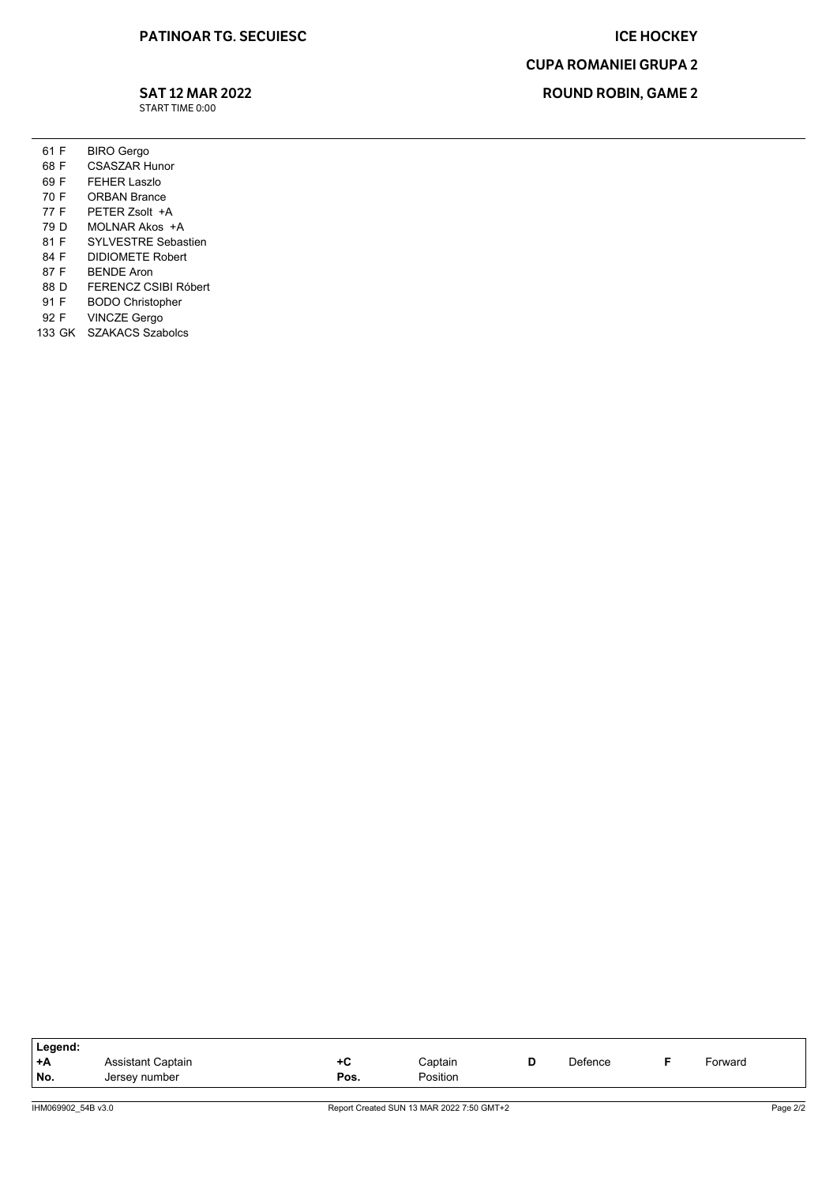PATINOAR TG. SECUIESC

ICE HOCKEY

CUPA ROMANIEI GRUPA 2

SAT 12 MAR 2022
START TIME 0:00

ROUND ROBIN, GAME 2

| | | |
|---|---|---|
| 61 | F | BIRO Gergo |
| 68 | F | CSASZAR Hunor |
| 69 | F | FEHER Laszlo |
| 70 | F | ORBAN Brance |
| 77 | F | PETER Zsolt +A |
| 79 | D | MOLNAR Akos +A |
| 81 | F | SYLVESTRE Sebastien |
| 84 | F | DIDIOMETE Robert |
| 87 | F | BENDE Aron |
| 88 | D | FERENCZ CSIBI Róbert |
| 91 | F | BODO Christopher |
| 92 | F | VINCZE Gergo |
| 133 | GK | SZAKACS Szabolcs |

| Legend: | | | | | | | |
|---|---|---|---|---|---|---|---|
| +A | Assistant Captain | +C | Captain | D | Defence | F | Forward |
| No. | Jersey number | Pos. | Position | | | | |

IHM069902_54B v3.0 — Report Created SUN 13 MAR 2022 7:50 GMT+2